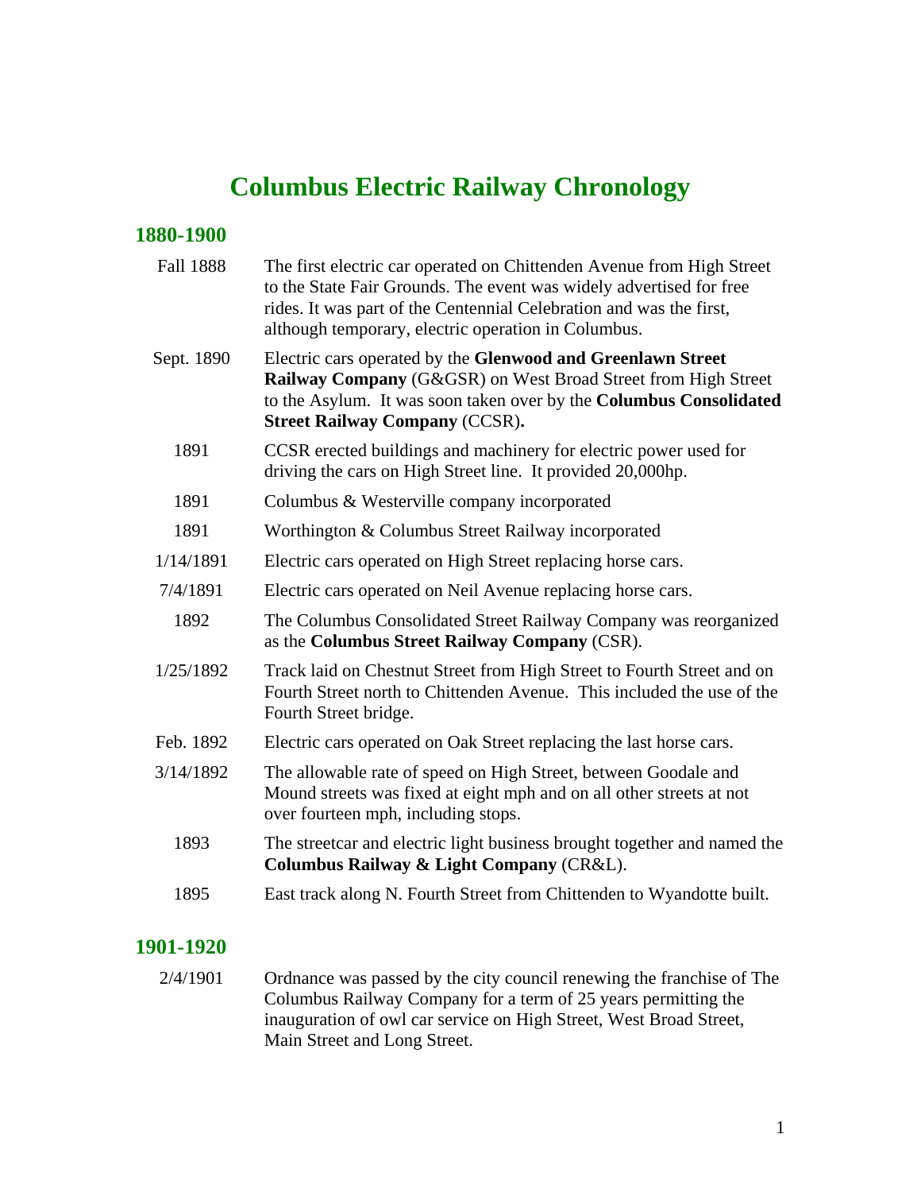# Columbus Electric Railway Chronology

## 1880-1900

| | |
|---|---|
| Fall 1888 | The first electric car operated on Chittenden Avenue from High Street to the State Fair Grounds. The event was widely advertised for free rides. It was part of the Centennial Celebration and was the first, although temporary, electric operation in Columbus. |
| Sept. 1890 | Electric cars operated by the **Glenwood and Greenlawn Street Railway Company** (G&GSR) on West Broad Street from High Street to the Asylum. It was soon taken over by the **Columbus Consolidated Street Railway Company** (CCSR)**.** |
| 1891 | CCSR erected buildings and machinery for electric power used for driving the cars on High Street line. It provided 20,000hp. |
| 1891 | Columbus & Westerville company incorporated |
| 1891 | Worthington & Columbus Street Railway incorporated |
| 1/14/1891 | Electric cars operated on High Street replacing horse cars. |
| 7/4/1891 | Electric cars operated on Neil Avenue replacing horse cars. |
| 1892 | The Columbus Consolidated Street Railway Company was reorganized as the **Columbus Street Railway Company** (CSR). |
| 1/25/1892 | Track laid on Chestnut Street from High Street to Fourth Street and on Fourth Street north to Chittenden Avenue. This included the use of the Fourth Street bridge. |
| Feb. 1892 | Electric cars operated on Oak Street replacing the last horse cars. |
| 3/14/1892 | The allowable rate of speed on High Street, between Goodale and Mound streets was fixed at eight mph and on all other streets at not over fourteen mph, including stops. |
| 1893 | The streetcar and electric light business brought together and named the **Columbus Railway & Light Company** (CR&L). |
| 1895 | East track along N. Fourth Street from Chittenden to Wyandotte built. |

## 1901-1920

| | |
|---|---|
| 2/4/1901 | Ordnance was passed by the city council renewing the franchise of The Columbus Railway Company for a term of 25 years permitting the inauguration of owl car service on High Street, West Broad Street, Main Street and Long Street. |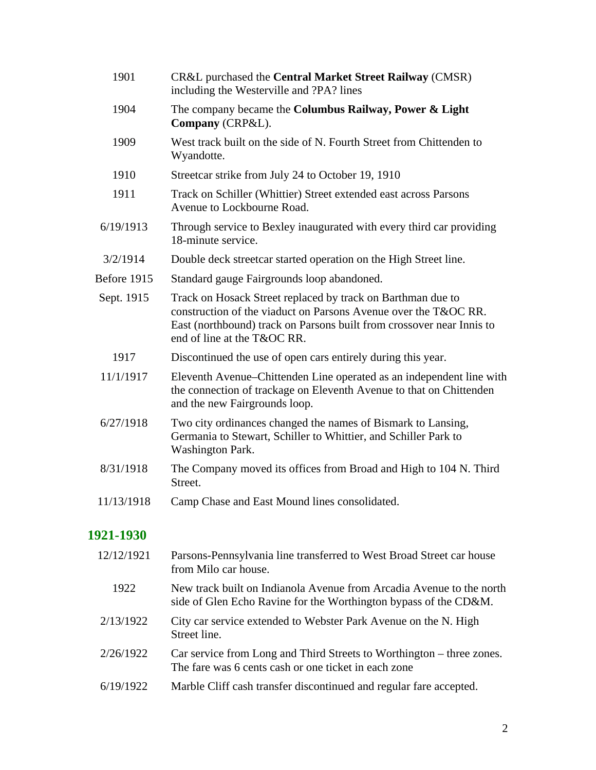| | |
|---|---|
| 1901 | CR&L purchased the **Central Market Street Railway** (CMSR) including the Westerville and ?PA? lines |
| 1904 | The company became the **Columbus Railway, Power & Light Company** (CRP&L). |
| 1909 | West track built on the side of N. Fourth Street from Chittenden to Wyandotte. |
| 1910 | Streetcar strike from July 24 to October 19, 1910 |
| 1911 | Track on Schiller (Whittier) Street extended east across Parsons Avenue to Lockbourne Road. |
| 6/19/1913 | Through service to Bexley inaugurated with every third car providing 18-minute service. |
| 3/2/1914 | Double deck streetcar started operation on the High Street line. |
| Before 1915 | Standard gauge Fairgrounds loop abandoned. |
| Sept. 1915 | Track on Hosack Street replaced by track on Barthman due to construction of the viaduct on Parsons Avenue over the T&OC RR. East (northbound) track on Parsons built from crossover near Innis to end of line at the T&OC RR. |
| 1917 | Discontinued the use of open cars entirely during this year. |
| 11/1/1917 | Eleventh Avenue–Chittenden Line operated as an independent line with the connection of trackage on Eleventh Avenue to that on Chittenden and the new Fairgrounds loop. |
| 6/27/1918 | Two city ordinances changed the names of Bismark to Lansing, Germania to Stewart, Schiller to Whittier, and Schiller Park to Washington Park. |
| 8/31/1918 | The Company moved its offices from Broad and High to 104 N. Third Street. |
| 11/13/1918 | Camp Chase and East Mound lines consolidated. |

## 1921-1930

| | |
|---|---|
| 12/12/1921 | Parsons-Pennsylvania line transferred to West Broad Street car house from Milo car house. |
| 1922 | New track built on Indianola Avenue from Arcadia Avenue to the north side of Glen Echo Ravine for the Worthington bypass of the CD&M. |
| 2/13/1922 | City car service extended to Webster Park Avenue on the N. High Street line. |
| 2/26/1922 | Car service from Long and Third Streets to Worthington – three zones. The fare was 6 cents cash or one ticket in each zone |
| 6/19/1922 | Marble Cliff cash transfer discontinued and regular fare accepted. |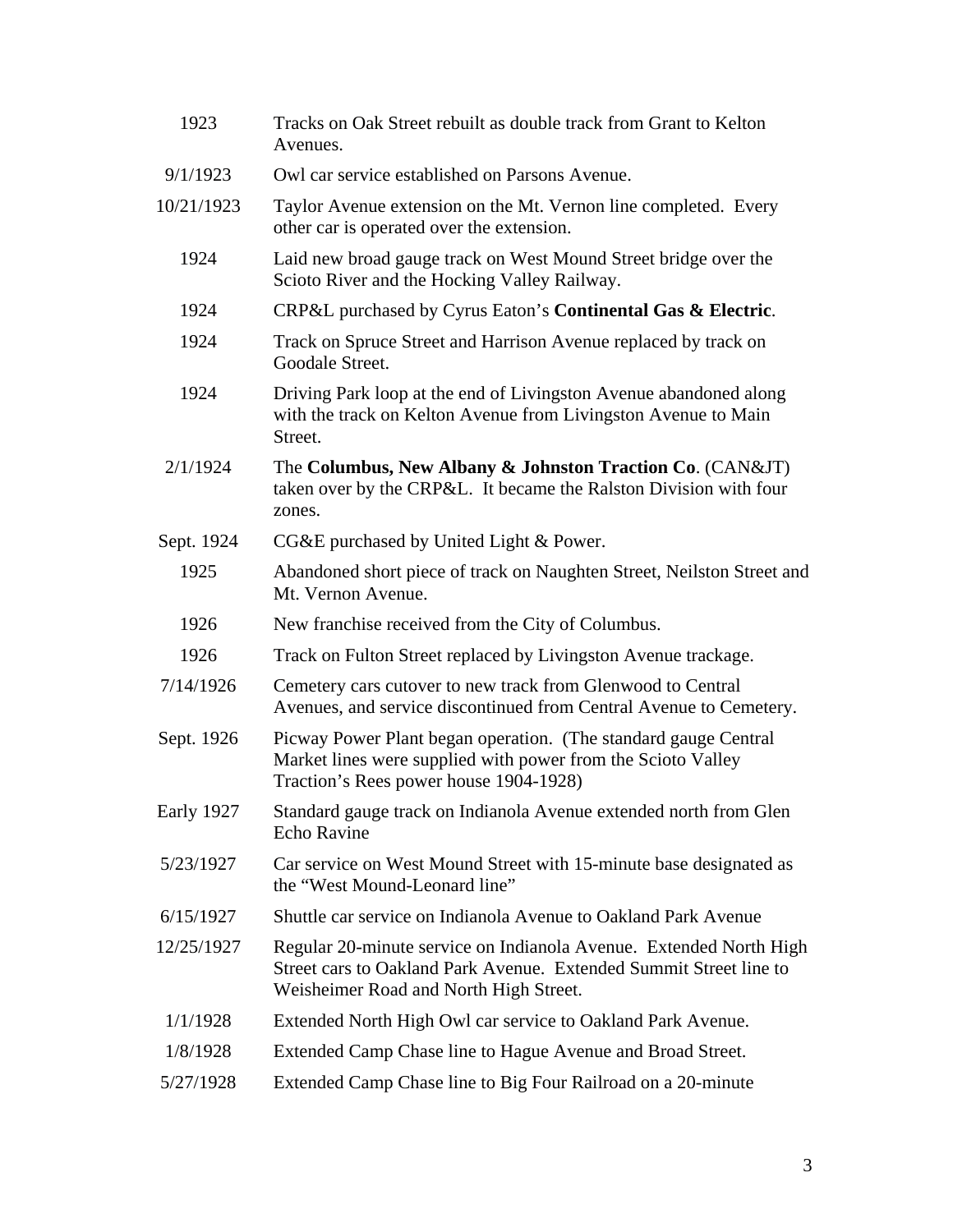| | |
|---|---|
| 1923 | Tracks on Oak Street rebuilt as double track from Grant to Kelton Avenues. |
| 9/1/1923 | Owl car service established on Parsons Avenue. |
| 10/21/1923 | Taylor Avenue extension on the Mt. Vernon line completed. Every other car is operated over the extension. |
| 1924 | Laid new broad gauge track on West Mound Street bridge over the Scioto River and the Hocking Valley Railway. |
| 1924 | CRP&L purchased by Cyrus Eaton's **Continental Gas & Electric**. |
| 1924 | Track on Spruce Street and Harrison Avenue replaced by track on Goodale Street. |
| 1924 | Driving Park loop at the end of Livingston Avenue abandoned along with the track on Kelton Avenue from Livingston Avenue to Main Street. |
| 2/1/1924 | The **Columbus, New Albany & Johnston Traction Co**. (CAN&JT) taken over by the CRP&L. It became the Ralston Division with four zones. |
| Sept. 1924 | CG&E purchased by United Light & Power. |
| 1925 | Abandoned short piece of track on Naughten Street, Neilston Street and Mt. Vernon Avenue. |
| 1926 | New franchise received from the City of Columbus. |
| 1926 | Track on Fulton Street replaced by Livingston Avenue trackage. |
| 7/14/1926 | Cemetery cars cutover to new track from Glenwood to Central Avenues, and service discontinued from Central Avenue to Cemetery. |
| Sept. 1926 | Picway Power Plant began operation. (The standard gauge Central Market lines were supplied with power from the Scioto Valley Traction's Rees power house 1904-1928) |
| Early 1927 | Standard gauge track on Indianola Avenue extended north from Glen Echo Ravine |
| 5/23/1927 | Car service on West Mound Street with 15-minute base designated as the "West Mound-Leonard line" |
| 6/15/1927 | Shuttle car service on Indianola Avenue to Oakland Park Avenue |
| 12/25/1927 | Regular 20-minute service on Indianola Avenue. Extended North High Street cars to Oakland Park Avenue. Extended Summit Street line to Weisheimer Road and North High Street. |
| 1/1/1928 | Extended North High Owl car service to Oakland Park Avenue. |
| 1/8/1928 | Extended Camp Chase line to Hague Avenue and Broad Street. |
| 5/27/1928 | Extended Camp Chase line to Big Four Railroad on a 20-minute |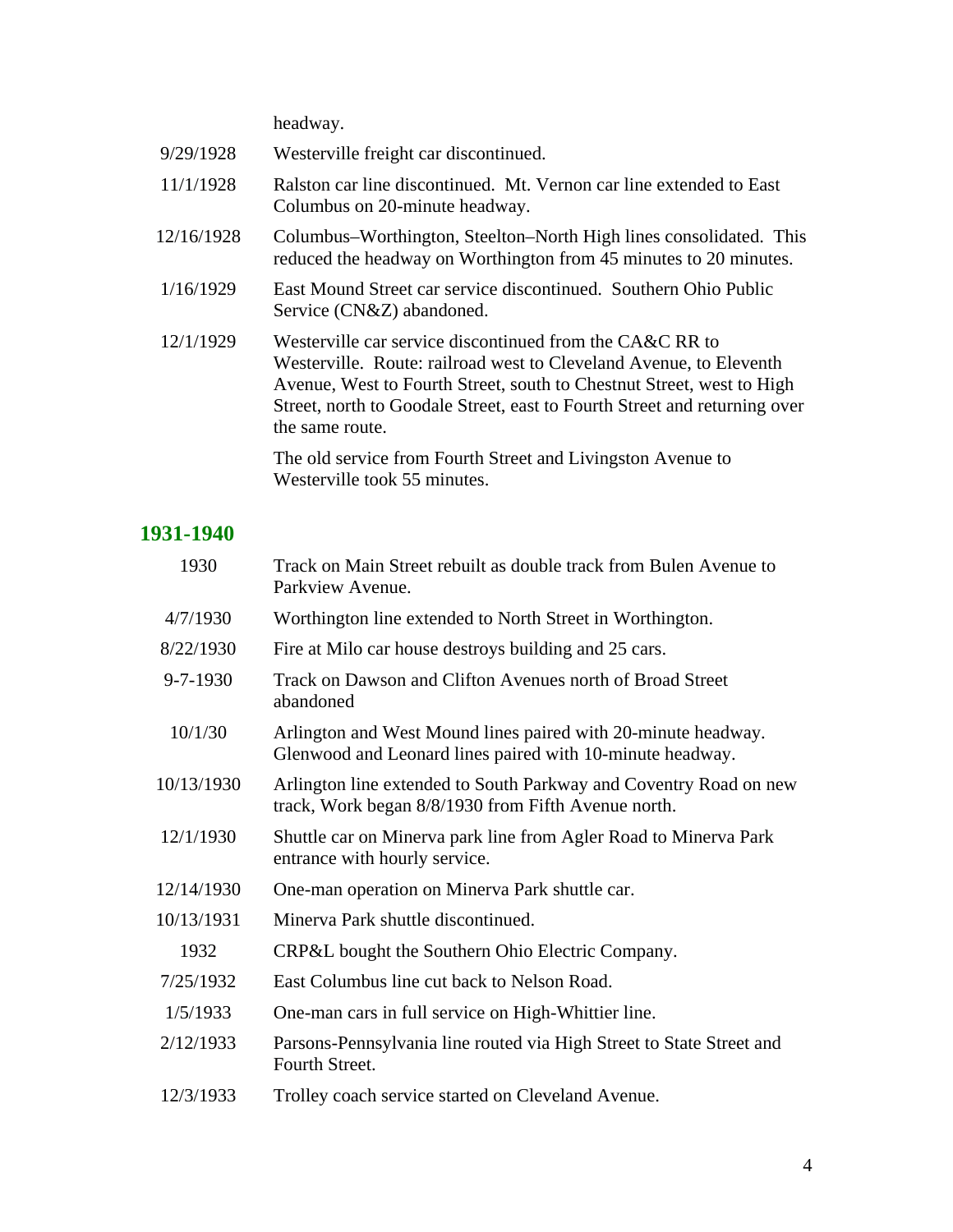headway.

| | |
|---|---|
| 9/29/1928 | Westerville freight car discontinued. |
| 11/1/1928 | Ralston car line discontinued. Mt. Vernon car line extended to East Columbus on 20-minute headway. |
| 12/16/1928 | Columbus–Worthington, Steelton–North High lines consolidated. This reduced the headway on Worthington from 45 minutes to 20 minutes. |
| 1/16/1929 | East Mound Street car service discontinued. Southern Ohio Public Service (CN&Z) abandoned. |
| 12/1/1929 | Westerville car service discontinued from the CA&C RR to Westerville. Route: railroad west to Cleveland Avenue, to Eleventh Avenue, West to Fourth Street, south to Chestnut Street, west to High Street, north to Goodale Street, east to Fourth Street and returning over the same route. The old service from Fourth Street and Livingston Avenue to Westerville took 55 minutes. |

## 1931-1940

| | |
|---|---|
| 1930 | Track on Main Street rebuilt as double track from Bulen Avenue to Parkview Avenue. |
| 4/7/1930 | Worthington line extended to North Street in Worthington. |
| 8/22/1930 | Fire at Milo car house destroys building and 25 cars. |
| 9-7-1930 | Track on Dawson and Clifton Avenues north of Broad Street abandoned |
| 10/1/30 | Arlington and West Mound lines paired with 20-minute headway. Glenwood and Leonard lines paired with 10-minute headway. |
| 10/13/1930 | Arlington line extended to South Parkway and Coventry Road on new track, Work began 8/8/1930 from Fifth Avenue north. |
| 12/1/1930 | Shuttle car on Minerva park line from Agler Road to Minerva Park entrance with hourly service. |
| 12/14/1930 | One-man operation on Minerva Park shuttle car. |
| 10/13/1931 | Minerva Park shuttle discontinued. |
| 1932 | CRP&L bought the Southern Ohio Electric Company. |
| 7/25/1932 | East Columbus line cut back to Nelson Road. |
| 1/5/1933 | One-man cars in full service on High-Whittier line. |
| 2/12/1933 | Parsons-Pennsylvania line routed via High Street to State Street and Fourth Street. |
| 12/3/1933 | Trolley coach service started on Cleveland Avenue. |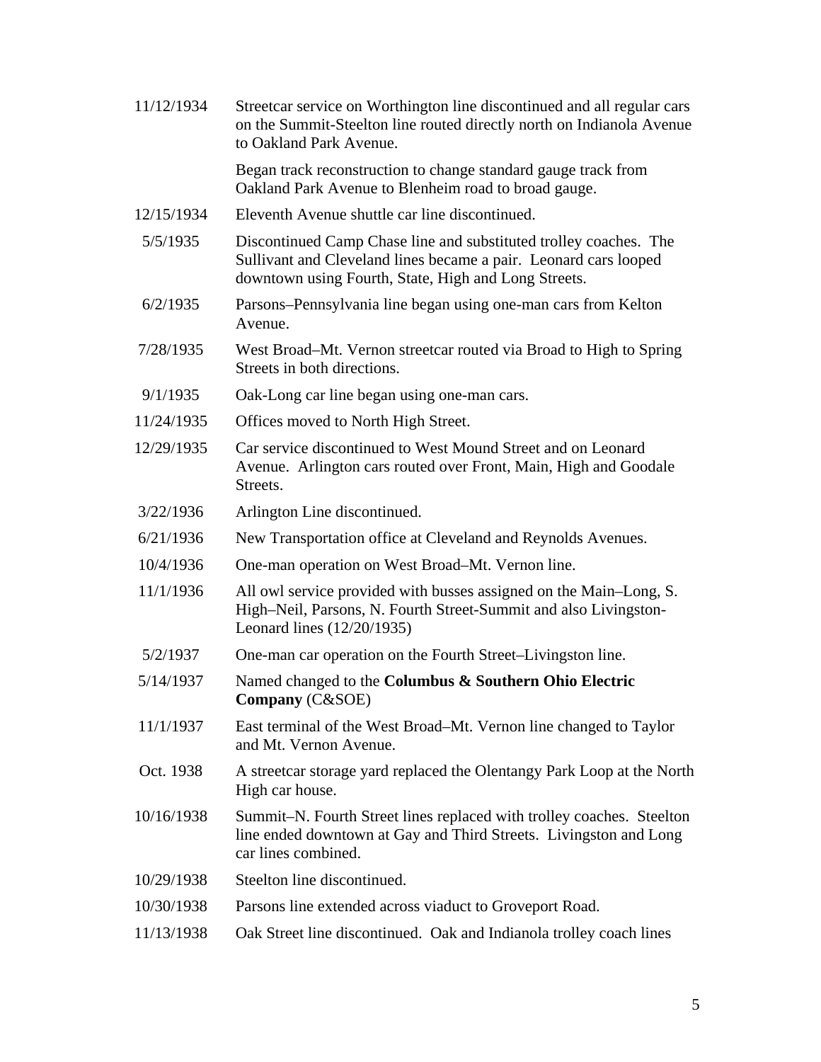| | |
|---|---|
| 11/12/1934 | Streetcar service on Worthington line discontinued and all regular cars on the Summit-Steelton line routed directly north on Indianola Avenue to Oakland Park Avenue. |
| | Began track reconstruction to change standard gauge track from Oakland Park Avenue to Blenheim road to broad gauge. |
| 12/15/1934 | Eleventh Avenue shuttle car line discontinued. |
| 5/5/1935 | Discontinued Camp Chase line and substituted trolley coaches. The Sullivant and Cleveland lines became a pair. Leonard cars looped downtown using Fourth, State, High and Long Streets. |
| 6/2/1935 | Parsons–Pennsylvania line began using one-man cars from Kelton Avenue. |
| 7/28/1935 | West Broad–Mt. Vernon streetcar routed via Broad to High to Spring Streets in both directions. |
| 9/1/1935 | Oak-Long car line began using one-man cars. |
| 11/24/1935 | Offices moved to North High Street. |
| 12/29/1935 | Car service discontinued to West Mound Street and on Leonard Avenue. Arlington cars routed over Front, Main, High and Goodale Streets. |
| 3/22/1936 | Arlington Line discontinued. |
| 6/21/1936 | New Transportation office at Cleveland and Reynolds Avenues. |
| 10/4/1936 | One-man operation on West Broad–Mt. Vernon line. |
| 11/1/1936 | All owl service provided with busses assigned on the Main–Long, S. High–Neil, Parsons, N. Fourth Street-Summit and also Livingston-Leonard lines (12/20/1935) |
| 5/2/1937 | One-man car operation on the Fourth Street–Livingston line. |
| 5/14/1937 | Named changed to the **Columbus & Southern Ohio Electric Company** (C&SOE) |
| 11/1/1937 | East terminal of the West Broad–Mt. Vernon line changed to Taylor and Mt. Vernon Avenue. |
| Oct. 1938 | A streetcar storage yard replaced the Olentangy Park Loop at the North High car house. |
| 10/16/1938 | Summit–N. Fourth Street lines replaced with trolley coaches. Steelton line ended downtown at Gay and Third Streets. Livingston and Long car lines combined. |
| 10/29/1938 | Steelton line discontinued. |
| 10/30/1938 | Parsons line extended across viaduct to Groveport Road. |
| 11/13/1938 | Oak Street line discontinued. Oak and Indianola trolley coach lines |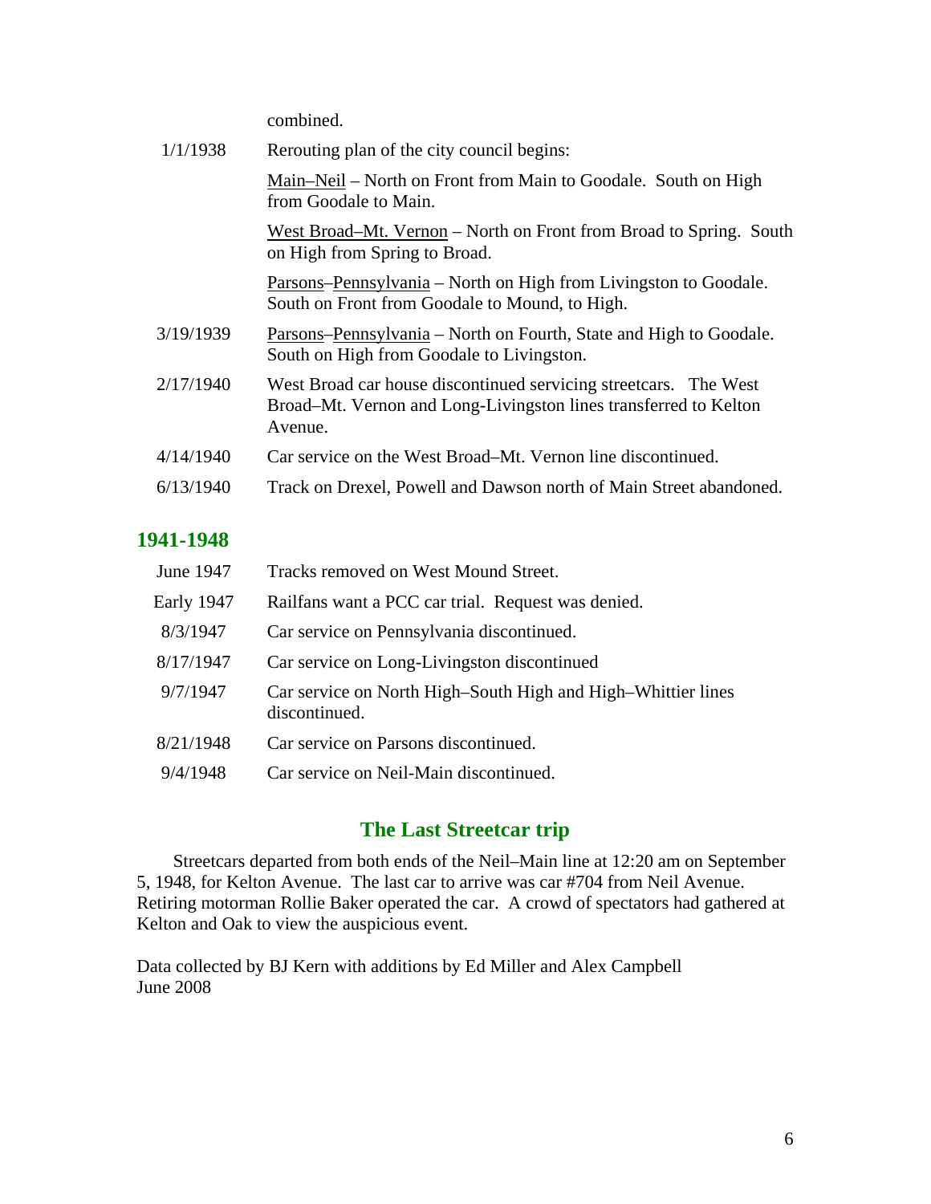| | |
|---|---|
| | combined. |
| 1/1/1938 | Rerouting plan of the city council begins: |
| | Main–Neil – North on Front from Main to Goodale. South on High from Goodale to Main. |
| | West Broad–Mt. Vernon – North on Front from Broad to Spring. South on High from Spring to Broad. |
| | Parsons–Pennsylvania – North on High from Livingston to Goodale. South on Front from Goodale to Mound, to High. |
| 3/19/1939 | Parsons–Pennsylvania – North on Fourth, State and High to Goodale. South on High from Goodale to Livingston. |
| 2/17/1940 | West Broad car house discontinued servicing streetcars. The West Broad–Mt. Vernon and Long-Livingston lines transferred to Kelton Avenue. |
| 4/14/1940 | Car service on the West Broad–Mt. Vernon line discontinued. |
| 6/13/1940 | Track on Drexel, Powell and Dawson north of Main Street abandoned. |

## 1941-1948

| | |
|---|---|
| June 1947 | Tracks removed on West Mound Street. |
| Early 1947 | Railfans want a PCC car trial. Request was denied. |
| 8/3/1947 | Car service on Pennsylvania discontinued. |
| 8/17/1947 | Car service on Long-Livingston discontinued |
| 9/7/1947 | Car service on North High–South High and High–Whittier lines discontinued. |
| 8/21/1948 | Car service on Parsons discontinued. |
| 9/4/1948 | Car service on Neil-Main discontinued. |

## The Last Streetcar trip

Streetcars departed from both ends of the Neil–Main line at 12:20 am on September 5, 1948, for Kelton Avenue. The last car to arrive was car #704 from Neil Avenue. Retiring motorman Rollie Baker operated the car. A crowd of spectators had gathered at Kelton and Oak to view the auspicious event.

Data collected by BJ Kern with additions by Ed Miller and Alex Campbell
June 2008